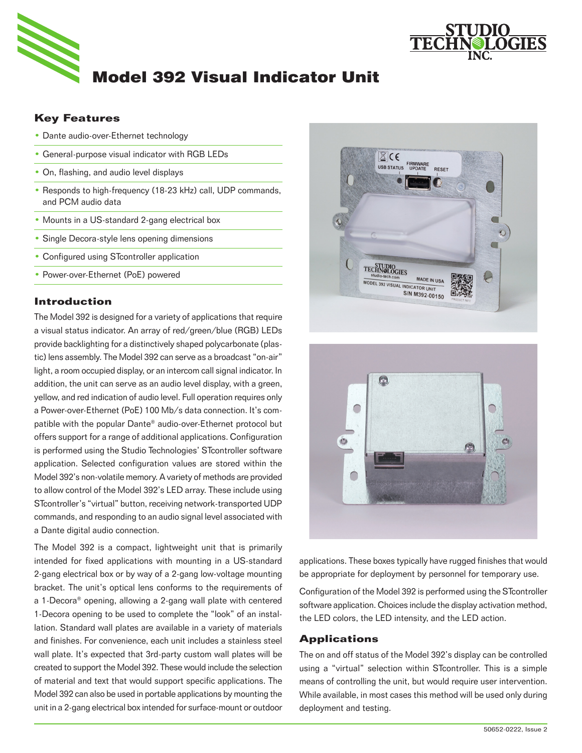# Model 392 Visual Indicator Unit

## Key Features

- Dante audio-over-Ethernet technology
- General-purpose visual indicator with RGB LEDs
- On, flashing, and audio level displays
- Responds to high-frequency (18-23 kHz) call, UDP commands, and PCM audio data
- Mounts in a US-standard 2-gang electrical box
- Single Decora-style lens opening dimensions
- Configured using STcontroller application
- Power-over-Ethernet (PoE) powered

## Introduction

The Model 392 is designed for a variety of applications that require a visual status indicator. An array of red/green/blue (RGB) LEDs provide backlighting for a distinctively shaped polycarbonate (plastic) lens assembly. The Model 392 can serve as a broadcast "on-air" light, a room occupied display, or an intercom call signal indicator. In addition, the unit can serve as an audio level display, with a green, yellow, and red indication of audio level. Full operation requires only a Power-over-Ethernet (PoE) 100 Mb/s data connection. It's compatible with the popular Dante® audio-over-Ethernet protocol but offers support for a range of additional applications. Configuration is performed using the Studio Technologies' STcontroller software application. Selected configuration values are stored within the Model 392's non-volatile memory. A variety of methods are provided to allow control of the Model 392's LED array. These include using STcontroller's "virtual" button, receiving network-transported UDP commands, and responding to an audio signal level associated with a Dante digital audio connection.

The Model 392 is a compact, lightweight unit that is primarily intended for fixed applications with mounting in a US-standard 2-gang electrical box or by way of a 2-gang low-voltage mounting bracket. The unit's optical lens conforms to the requirements of a 1-Decora® opening, allowing a 2-gang wall plate with centered 1-Decora opening to be used to complete the "look" of an installation. Standard wall plates are available in a variety of materials and finishes. For convenience, each unit includes a stainless steel wall plate. It's expected that 3rd-party custom wall plates will be created to support the Model 392. These would include the selection of material and text that would support specific applications. The Model 392 can also be used in portable applications by mounting the unit in a 2-gang electrical box intended for surface-mount or outdoor applications. These boxes typically have rugged finishes that would be appropriate for deployment by personnel for temporary use.

Configuration of the Model 392 is performed using the STcontroller software application. Choices include the display activation method, the LED colors, the LED intensity, and the LED action.

## Applications

The on and off status of the Model 392's display can be controlled using a "virtual" selection within STcontroller. This is a simple means of controlling the unit, but would require user intervention. While available, in most cases this method will be used only during deployment and testing.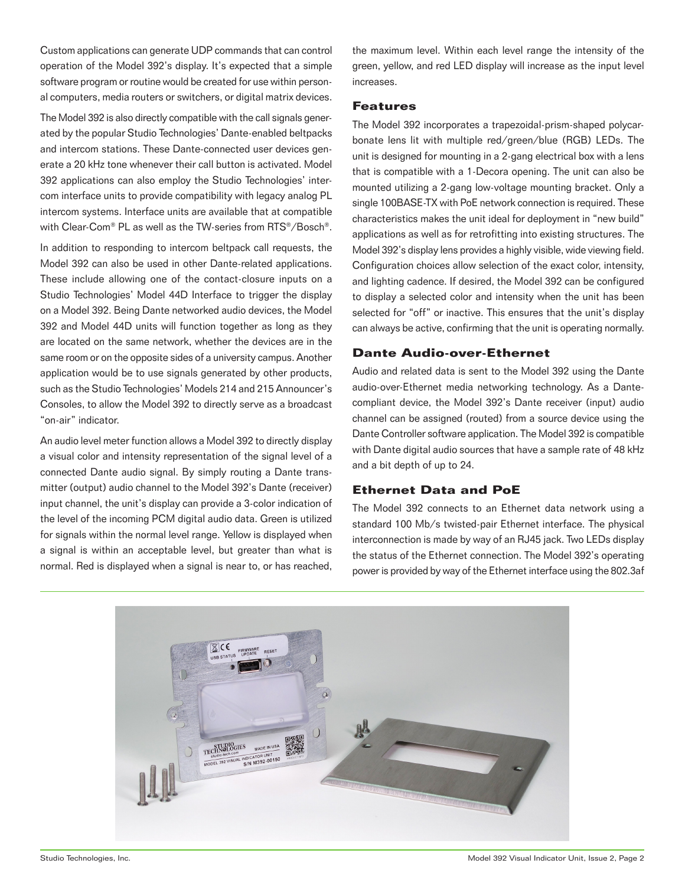Custom applications can generate UDP commands that can control operation of the Model 392's display. It's expected that a simple software program or routine would be created for use within personal computers, media routers or switchers, or digital matrix devices.

The Model 392 is also directly compatible with the call signals generated by the popular Studio Technologies' Dante-enabled beltpacks and intercom stations. These Dante-connected user devices generate a 20 kHz tone whenever their call button is activated. Model 392 applications can also employ the Studio Technologies' intercom interface units to provide compatibility with legacy analog PL intercom systems. Interface units are available that at compatible with Clear-Com® PL as well as the TW-series from RTS®/Bosch®.

In addition to responding to intercom beltpack call requests, the Model 392 can also be used in other Dante-related applications. These include allowing one of the contact-closure inputs on a Studio Technologies' Model 44D Interface to trigger the display on a Model 392. Being Dante networked audio devices, the Model 392 and Model 44D units will function together as long as they are located on the same network, whether the devices are in the same room or on the opposite sides of a university campus. Another application would be to use signals generated by other products, such as the Studio Technologies' Models 214 and 215 Announcer's Consoles, to allow the Model 392 to directly serve as a broadcast "on-air" indicator.

An audio level meter function allows a Model 392 to directly display a visual color and intensity representation of the signal level of a connected Dante audio signal. By simply routing a Dante transmitter (output) audio channel to the Model 392's Dante (receiver) input channel, the unit's display can provide a 3-color indication of the level of the incoming PCM digital audio data. Green is utilized for signals within the normal level range. Yellow is displayed when a signal is within an acceptable level, but greater than what is normal. Red is displayed when a signal is near to, or has reached, the maximum level. Within each level range the intensity of the green, yellow, and red LED display will increase as the input level increases.

## Features

The Model 392 incorporates a trapezoidal-prism-shaped polycarbonate lens lit with multiple red/green/blue (RGB) LEDs. The unit is designed for mounting in a 2-gang electrical box with a lens that is compatible with a 1-Decora opening. The unit can also be mounted utilizing a 2-gang low-voltage mounting bracket. Only a single 100BASE-TX with PoE network connection is required. These characteristics makes the unit ideal for deployment in "new build" applications as well as for retrofitting into existing structures. The Model 392's display lens provides a highly visible, wide viewing field. Configuration choices allow selection of the exact color, intensity, and lighting cadence. If desired, the Model 392 can be configured to display a selected color and intensity when the unit has been selected for "off" or inactive. This ensures that the unit's display can always be active, confirming that the unit is operating normally.

## Dante Audio-over-Ethernet

Audio and related data is sent to the Model 392 using the Dante audio-over-Ethernet media networking technology. As a Dante-compliant device, the Model 392's Dante receiver (input) audio channel can be assigned (routed) from a source device using the Dante Controller software application. The Model 392 is compatible with Dante digital audio sources that have a sample rate of 48 kHz and a bit depth of up to 24.

## Ethernet Data and PoE

The Model 392 connects to an Ethernet data network using a standard 100 Mb/s twisted-pair Ethernet interface. The physical interconnection is made by way of an RJ45 jack. Two LEDs display the status of the Ethernet connection. The Model 392's operating power is provided by way of the Ethernet interface using the 802.3af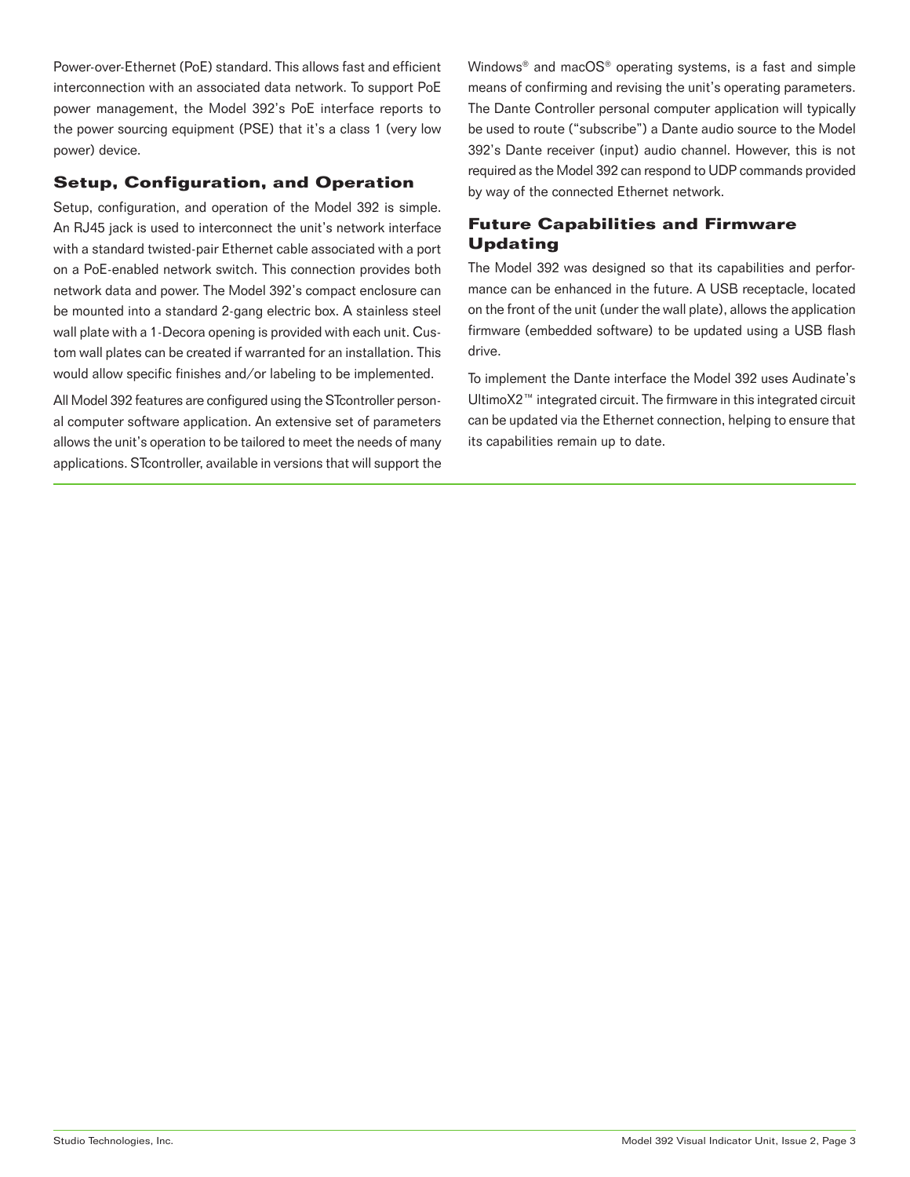Power-over-Ethernet (PoE) standard. This allows fast and efficient interconnection with an associated data network. To support PoE power management, the Model 392's PoE interface reports to the power sourcing equipment (PSE) that it's a class 1 (very low power) device.

## Setup, Configuration, and Operation

Setup, configuration, and operation of the Model 392 is simple. An RJ45 jack is used to interconnect the unit's network interface with a standard twisted-pair Ethernet cable associated with a port on a PoE-enabled network switch. This connection provides both network data and power. The Model 392's compact enclosure can be mounted into a standard 2-gang electric box. A stainless steel wall plate with a 1-Decora opening is provided with each unit. Custom wall plates can be created if warranted for an installation. This would allow specific finishes and/or labeling to be implemented.

All Model 392 features are configured using the STcontroller personal computer software application. An extensive set of parameters allows the unit's operation to be tailored to meet the needs of many applications. STcontroller, available in versions that will support the Windows® and macOS® operating systems, is a fast and simple means of confirming and revising the unit's operating parameters. The Dante Controller personal computer application will typically be used to route ("subscribe") a Dante audio source to the Model 392's Dante receiver (input) audio channel. However, this is not required as the Model 392 can respond to UDP commands provided by way of the connected Ethernet network.

## Future Capabilities and Firmware Updating

The Model 392 was designed so that its capabilities and performance can be enhanced in the future. A USB receptacle, located on the front of the unit (under the wall plate), allows the application firmware (embedded software) to be updated using a USB flash drive.

To implement the Dante interface the Model 392 uses Audinate's UltimoX2™ integrated circuit. The firmware in this integrated circuit can be updated via the Ethernet connection, helping to ensure that its capabilities remain up to date.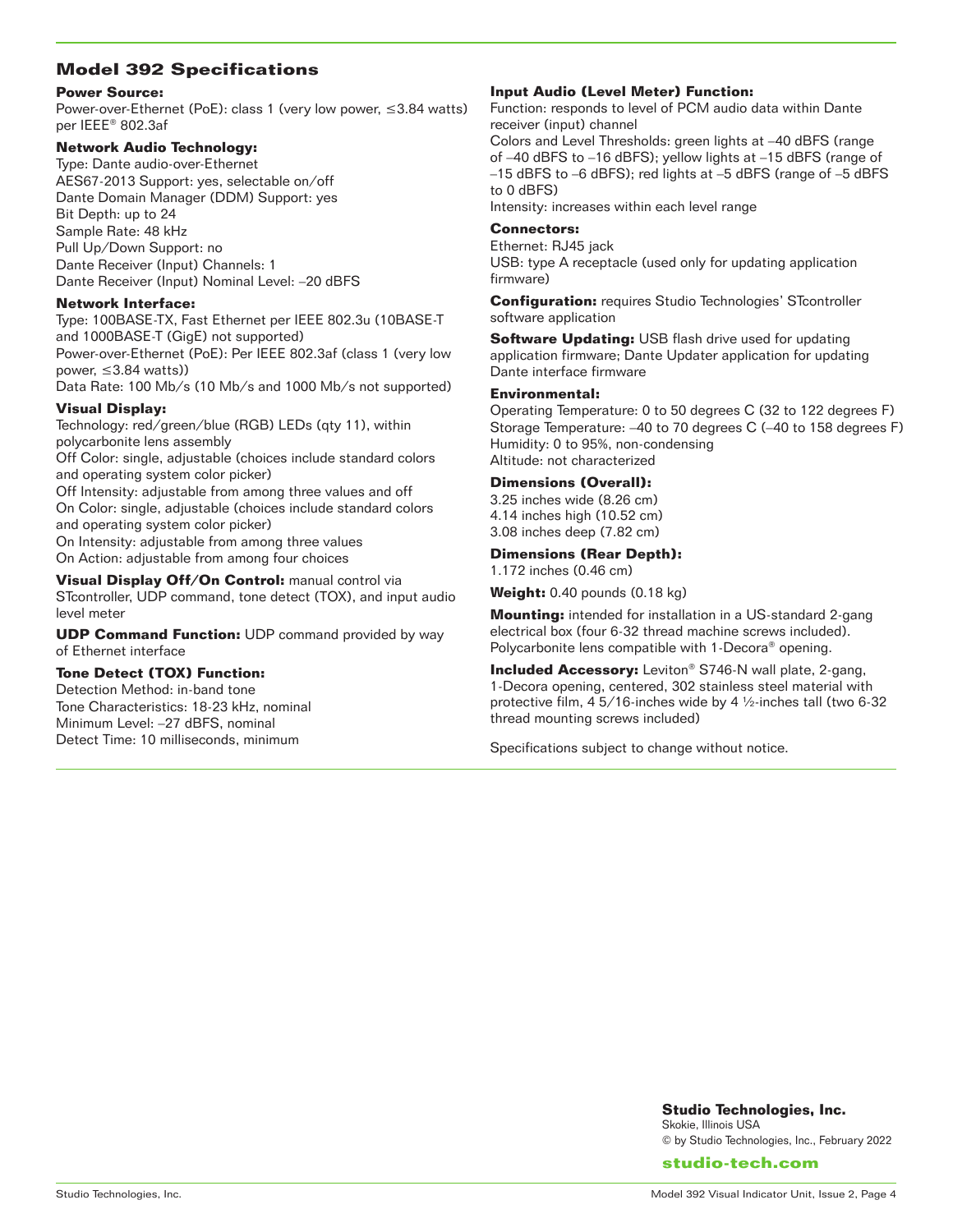## Model 392 Specifications

**Power Source:**
Power-over-Ethernet (PoE): class 1 (very low power, ≤3.84 watts) per IEEE® 802.3af

**Network Audio Technology:**
Type: Dante audio-over-Ethernet
AES67-2013 Support: yes, selectable on/off
Dante Domain Manager (DDM) Support: yes
Bit Depth: up to 24
Sample Rate: 48 kHz
Pull Up/Down Support: no
Dante Receiver (Input) Channels: 1
Dante Receiver (Input) Nominal Level: –20 dBFS

**Network Interface:**
Type: 100BASE-TX, Fast Ethernet per IEEE 802.3u (10BASE-T and 1000BASE-T (GigE) not supported)
Power-over-Ethernet (PoE): Per IEEE 802.3af (class 1 (very low power, ≤3.84 watts))
Data Rate: 100 Mb/s (10 Mb/s and 1000 Mb/s not supported)

**Visual Display:**
Technology: red/green/blue (RGB) LEDs (qty 11), within polycarbonite lens assembly
Off Color: single, adjustable (choices include standard colors and operating system color picker)
Off Intensity: adjustable from among three values and off
On Color: single, adjustable (choices include standard colors and operating system color picker)
On Intensity: adjustable from among three values
On Action: adjustable from among four choices

**Visual Display Off/On Control:** manual control via STcontroller, UDP command, tone detect (TOX), and input audio level meter

**UDP Command Function:** UDP command provided by way of Ethernet interface

**Tone Detect (TOX) Function:**
Detection Method: in-band tone
Tone Characteristics: 18-23 kHz, nominal
Minimum Level: –27 dBFS, nominal
Detect Time: 10 milliseconds, minimum

**Input Audio (Level Meter) Function:**
Function: responds to level of PCM audio data within Dante receiver (input) channel
Colors and Level Thresholds: green lights at –40 dBFS (range of –40 dBFS to –16 dBFS); yellow lights at –15 dBFS (range of –15 dBFS to –6 dBFS); red lights at –5 dBFS (range of –5 dBFS to 0 dBFS)
Intensity: increases within each level range

**Connectors:**
Ethernet: RJ45 jack
USB: type A receptacle (used only for updating application firmware)

**Configuration:** requires Studio Technologies' STcontroller software application

**Software Updating:** USB flash drive used for updating application firmware; Dante Updater application for updating Dante interface firmware

**Environmental:**
Operating Temperature: 0 to 50 degrees C (32 to 122 degrees F)
Storage Temperature: –40 to 70 degrees C (–40 to 158 degrees F)
Humidity: 0 to 95%, non-condensing
Altitude: not characterized

**Dimensions (Overall):**
3.25 inches wide (8.26 cm)
4.14 inches high (10.52 cm)
3.08 inches deep (7.82 cm)

**Dimensions (Rear Depth):**
1.172 inches (0.46 cm)

**Weight:** 0.40 pounds (0.18 kg)

**Mounting:** intended for installation in a US-standard 2-gang electrical box (four 6-32 thread machine screws included). Polycarbonite lens compatible with 1-Decora® opening.

**Included Accessory:** Leviton® S746-N wall plate, 2-gang, 1-Decora opening, centered, 302 stainless steel material with protective film, 4 5/16-inches wide by 4 ½-inches tall (two 6-32 thread mounting screws included)

Specifications subject to change without notice.

**Studio Technologies, Inc.**
Skokie, Illinois USA
© by Studio Technologies, Inc., February 2022

**studio-tech.com**